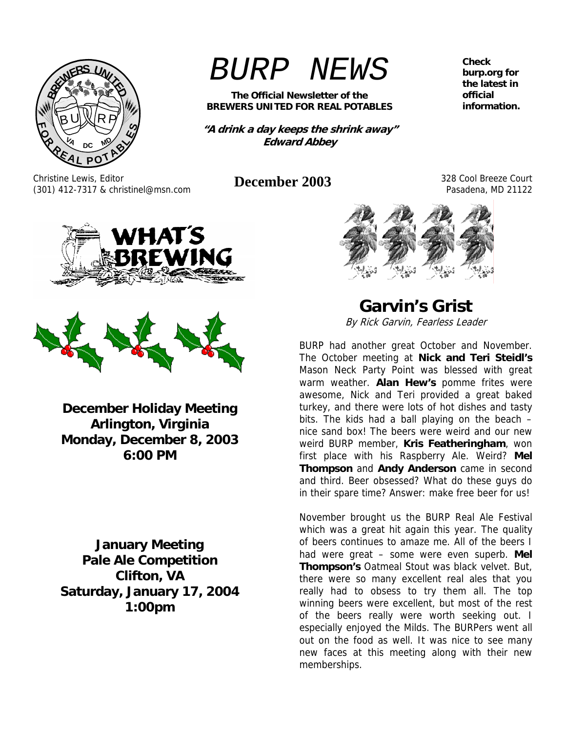# BURP NEWS

**The Official Newsletter of the BREWERS UNITED FOR REAL POTABLES**

***"A drink a day keeps the shrink away"* *Edward Abbey***

**Check burp.org for the latest in official information.**

Christine Lewis, Editor
(301) 412-7317 & christinel@msn.com

**December 2003**

328 Cool Breeze Court
Pasadena, MD 21122

WHAT'S BREWING

**December Holiday Meeting**
**Arlington, Virginia**
**Monday, December 8, 2003**
**6:00 PM**

**January Meeting**
**Pale Ale Competition**
**Clifton, VA**
**Saturday, January 17, 2004**
**1:00pm**

## Garvin's Grist

*By Rick Garvin, Fearless Leader*

BURP had another great October and November. The October meeting at **Nick and Teri Steidl's** Mason Neck Party Point was blessed with great warm weather. **Alan Hew's** pomme frites were awesome, Nick and Teri provided a great baked turkey, and there were lots of hot dishes and tasty bits. The kids had a ball playing on the beach – nice sand box! The beers were weird and our new weird BURP member, **Kris Featheringham**, won first place with his Raspberry Ale. Weird? **Mel Thompson** and **Andy Anderson** came in second and third. Beer obsessed? What do these guys do in their spare time? Answer: make free beer for us!

November brought us the BURP Real Ale Festival which was a great hit again this year. The quality of beers continues to amaze me. All of the beers I had were great – some were even superb. **Mel Thompson's** Oatmeal Stout was black velvet. But, there were so many excellent real ales that you really had to obsess to try them all. The top winning beers were excellent, but most of the rest of the beers really were worth seeking out. I especially enjoyed the Milds. The BURPers went all out on the food as well. It was nice to see many new faces at this meeting along with their new memberships.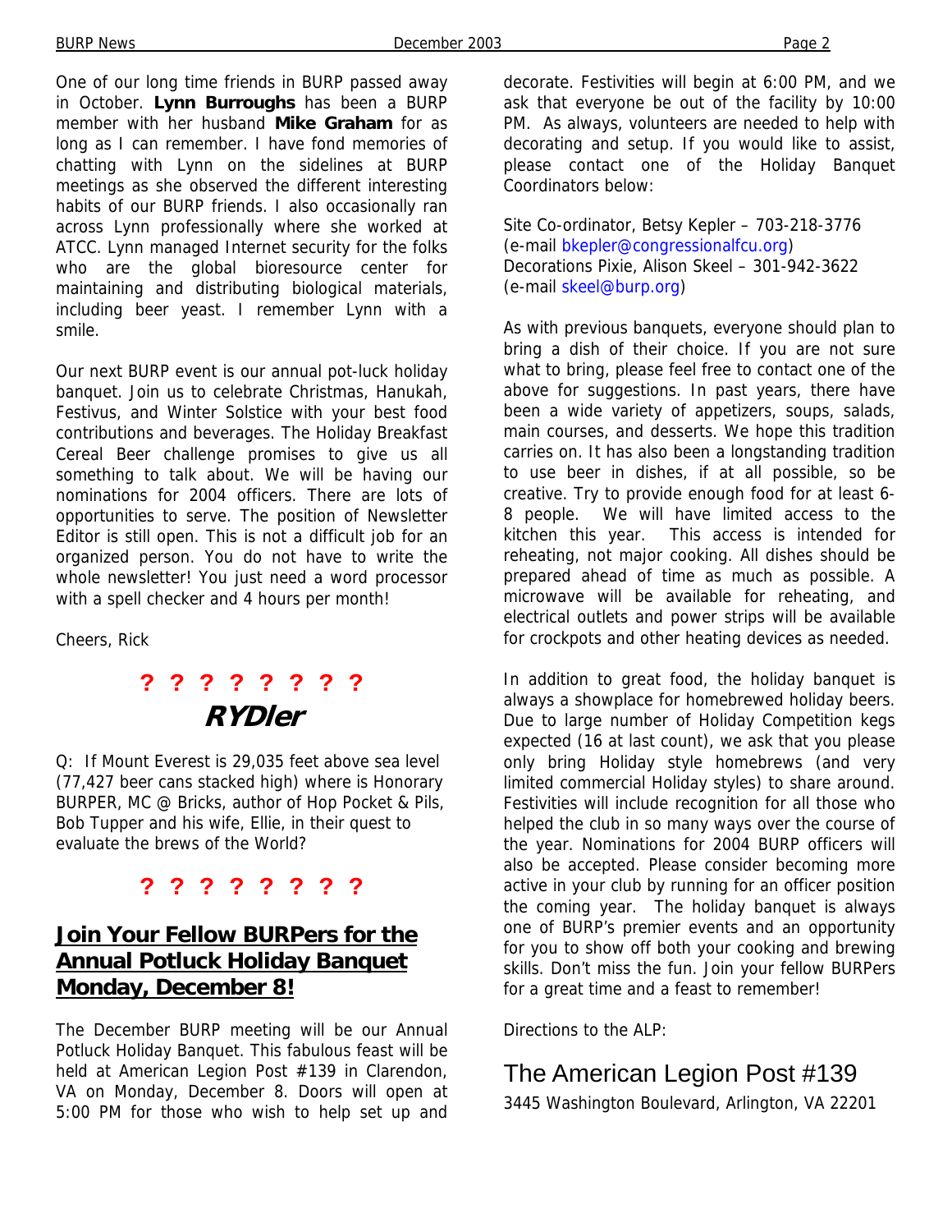One of our long time friends in BURP passed away in October. **Lynn Burroughs** has been a BURP member with her husband **Mike Graham** for as long as I can remember. I have fond memories of chatting with Lynn on the sidelines at BURP meetings as she observed the different interesting habits of our BURP friends. I also occasionally ran across Lynn professionally where she worked at ATCC. Lynn managed Internet security for the folks who are the global bioresource center for maintaining and distributing biological materials, including beer yeast. I remember Lynn with a smile.

Our next BURP event is our annual pot-luck holiday banquet. Join us to celebrate Christmas, Hanukah, Festivus, and Winter Solstice with your best food contributions and beverages. The Holiday Breakfast Cereal Beer challenge promises to give us all something to talk about. We will be having our nominations for 2004 officers. There are lots of opportunities to serve. The position of Newsletter Editor is still open. This is not a difficult job for an organized person. You do not have to write the whole newsletter! You just need a word processor with a spell checker and 4 hours per month!

Cheers, Rick

**? ? ? ? ? ? ? ?**

## RYDler

Q: If Mount Everest is 29,035 feet above sea level (77,427 beer cans stacked high) where is Honorary BURPER, MC @ Bricks, author of Hop Pocket & Pils, Bob Tupper and his wife, Ellie, in their quest to evaluate the brews of the World?

**? ? ? ? ? ? ? ?**

## Join Your Fellow BURPers for the Annual Potluck Holiday Banquet Monday, December 8!

The December BURP meeting will be our Annual Potluck Holiday Banquet. This fabulous feast will be held at American Legion Post #139 in Clarendon, VA on Monday, December 8. Doors will open at 5:00 PM for those who wish to help set up and decorate. Festivities will begin at 6:00 PM, and we ask that everyone be out of the facility by 10:00 PM. As always, volunteers are needed to help with decorating and setup. If you would like to assist, please contact one of the Holiday Banquet Coordinators below:

Site Co-ordinator, Betsy Kepler – 703-218-3776 (e-mail bkepler@congressionalfcu.org)
Decorations Pixie, Alison Skeel – 301-942-3622 (e-mail skeel@burp.org)

As with previous banquets, everyone should plan to bring a dish of their choice. If you are not sure what to bring, please feel free to contact one of the above for suggestions. In past years, there have been a wide variety of appetizers, soups, salads, main courses, and desserts. We hope this tradition carries on. It has also been a longstanding tradition to use beer in dishes, if at all possible, so be creative. Try to provide enough food for at least 6-8 people. We will have limited access to the kitchen this year. This access is intended for reheating, not major cooking. All dishes should be prepared ahead of time as much as possible. A microwave will be available for reheating, and electrical outlets and power strips will be available for crockpots and other heating devices as needed.

In addition to great food, the holiday banquet is always a showplace for homebrewed holiday beers. Due to large number of Holiday Competition kegs expected (16 at last count), we ask that you please only bring Holiday style homebrews (and very limited commercial Holiday styles) to share around. Festivities will include recognition for all those who helped the club in so many ways over the course of the year. Nominations for 2004 BURP officers will also be accepted. Please consider becoming more active in your club by running for an officer position the coming year. The holiday banquet is always one of BURP's premier events and an opportunity for you to show off both your cooking and brewing skills. Don't miss the fun. Join your fellow BURPers for a great time and a feast to remember!

Directions to the ALP:

### The American Legion Post #139

3445 Washington Boulevard, Arlington, VA 22201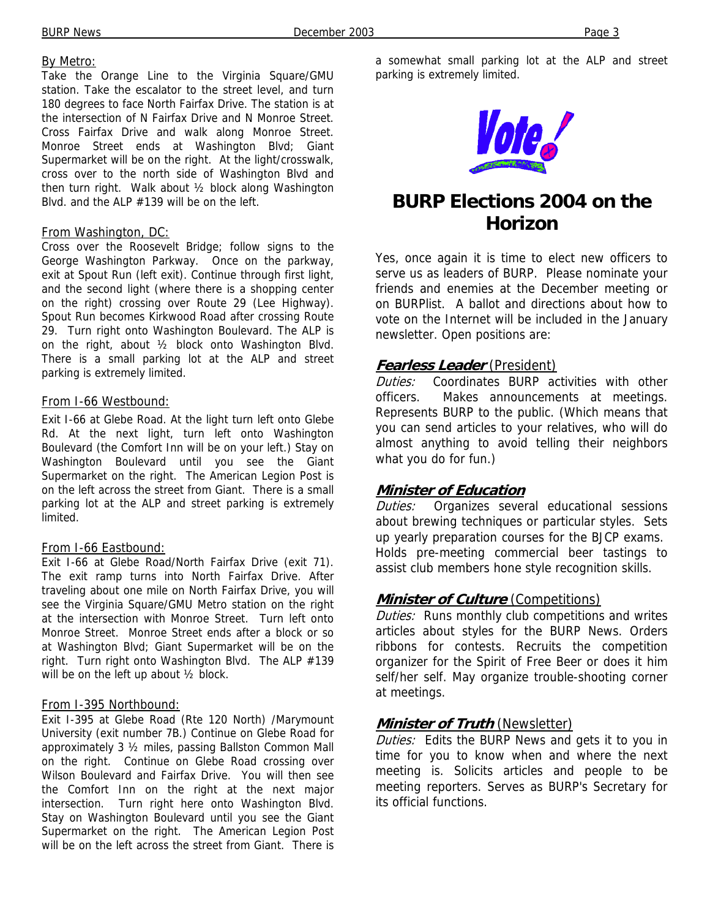By Metro:

Take the Orange Line to the Virginia Square/GMU station. Take the escalator to the street level, and turn 180 degrees to face North Fairfax Drive. The station is at the intersection of N Fairfax Drive and N Monroe Street. Cross Fairfax Drive and walk along Monroe Street. Monroe Street ends at Washington Blvd; Giant Supermarket will be on the right. At the light/crosswalk, cross over to the north side of Washington Blvd and then turn right. Walk about ½ block along Washington Blvd. and the ALP #139 will be on the left.

From Washington, DC:

Cross over the Roosevelt Bridge; follow signs to the George Washington Parkway. Once on the parkway, exit at Spout Run (left exit). Continue through first light, and the second light (where there is a shopping center on the right) crossing over Route 29 (Lee Highway). Spout Run becomes Kirkwood Road after crossing Route 29. Turn right onto Washington Boulevard. The ALP is on the right, about ½ block onto Washington Blvd. There is a small parking lot at the ALP and street parking is extremely limited.

From I-66 Westbound:

Exit I-66 at Glebe Road. At the light turn left onto Glebe Rd. At the next light, turn left onto Washington Boulevard (the Comfort Inn will be on your left.) Stay on Washington Boulevard until you see the Giant Supermarket on the right. The American Legion Post is on the left across the street from Giant. There is a small parking lot at the ALP and street parking is extremely limited.

From I-66 Eastbound:

Exit I-66 at Glebe Road/North Fairfax Drive (exit 71). The exit ramp turns into North Fairfax Drive. After traveling about one mile on North Fairfax Drive, you will see the Virginia Square/GMU Metro station on the right at the intersection with Monroe Street. Turn left onto Monroe Street. Monroe Street ends after a block or so at Washington Blvd; Giant Supermarket will be on the right. Turn right onto Washington Blvd. The ALP #139 will be on the left up about ½ block.

From I-395 Northbound:

Exit I-395 at Glebe Road (Rte 120 North) /Marymount University (exit number 7B.) Continue on Glebe Road for approximately 3 ½ miles, passing Ballston Common Mall on the right. Continue on Glebe Road crossing over Wilson Boulevard and Fairfax Drive. You will then see the Comfort Inn on the right at the next major intersection. Turn right here onto Washington Blvd. Stay on Washington Boulevard until you see the Giant Supermarket on the right. The American Legion Post will be on the left across the street from Giant. There is a somewhat small parking lot at the ALP and street parking is extremely limited.

# BURP Elections 2004 on the Horizon

Yes, once again it is time to elect new officers to serve us as leaders of BURP. Please nominate your friends and enemies at the December meeting or on BURPlist. A ballot and directions about how to vote on the Internet will be included in the January newsletter. Open positions are:

### ***Fearless Leader*** (President)

*Duties:* Coordinates BURP activities with other officers. Makes announcements at meetings. Represents BURP to the public. (Which means that you can send articles to your relatives, who will do almost anything to avoid telling their neighbors what you do for fun.)

### ***Minister of Education***

*Duties:* Organizes several educational sessions about brewing techniques or particular styles. Sets up yearly preparation courses for the BJCP exams. Holds pre-meeting commercial beer tastings to assist club members hone style recognition skills.

### ***Minister of Culture*** (Competitions)

*Duties:* Runs monthly club competitions and writes articles about styles for the BURP News. Orders ribbons for contests. Recruits the competition organizer for the Spirit of Free Beer or does it him self/her self. May organize trouble-shooting corner at meetings.

### ***Minister of Truth*** (Newsletter)

*Duties:* Edits the BURP News and gets it to you in time for you to know when and where the next meeting is. Solicits articles and people to be meeting reporters. Serves as BURP's Secretary for its official functions.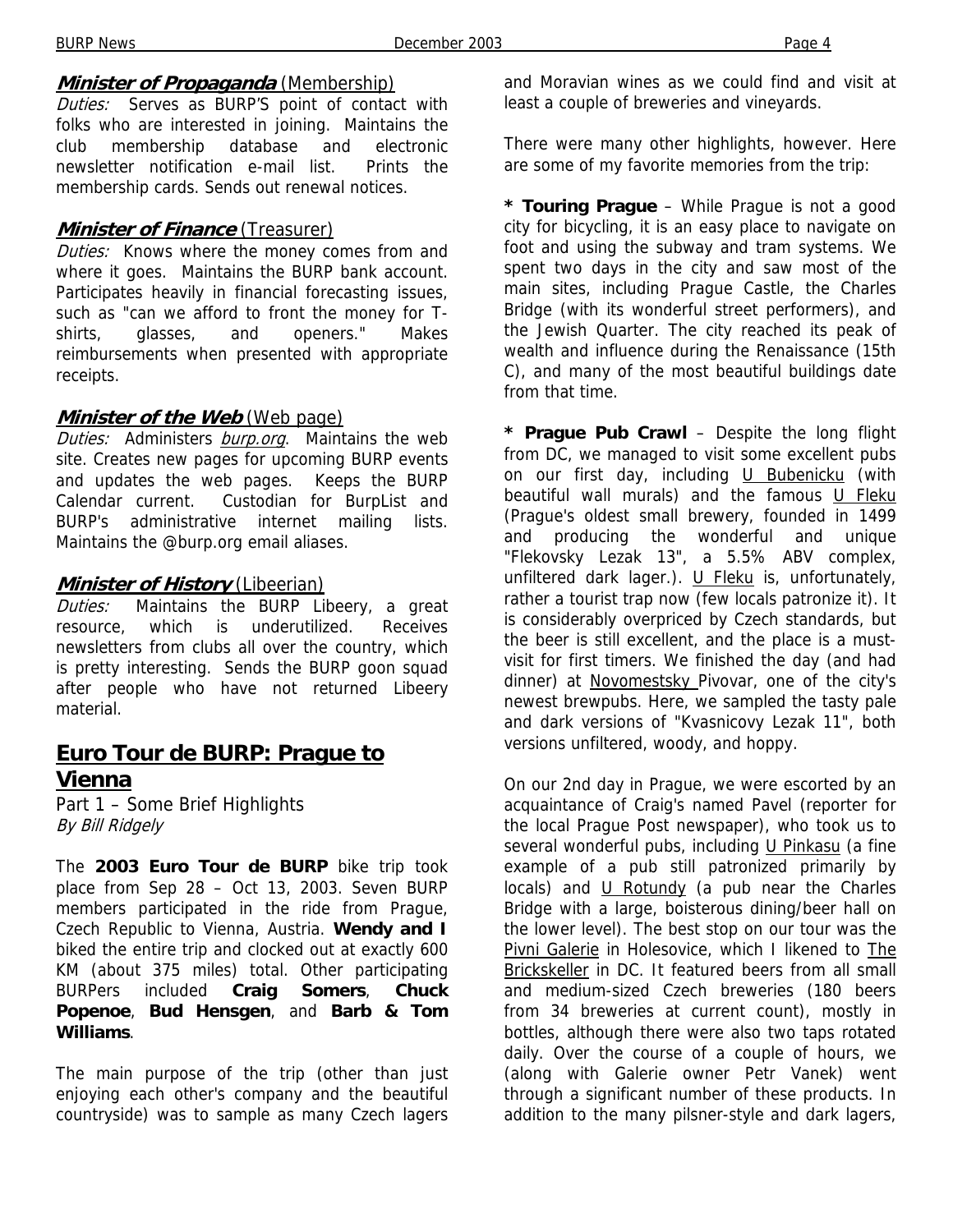### ***Minister of Propaganda*** (Membership)

*Duties:* Serves as BURP'S point of contact with folks who are interested in joining. Maintains the club membership database and electronic newsletter notification e-mail list. Prints the membership cards. Sends out renewal notices.

### ***Minister of Finance*** (Treasurer)

*Duties:* Knows where the money comes from and where it goes. Maintains the BURP bank account. Participates heavily in financial forecasting issues, such as "can we afford to front the money for T-shirts, glasses, and openers." Makes reimbursements when presented with appropriate receipts.

### ***Minister of the Web*** (Web page)

*Duties:* Administers *burp.org*. Maintains the web site. Creates new pages for upcoming BURP events and updates the web pages. Keeps the BURP Calendar current. Custodian for BurpList and BURP's administrative internet mailing lists. Maintains the @burp.org email aliases.

### ***Minister of History*** (Libeerian)

*Duties:* Maintains the BURP Libeery, a great resource, which is underutilized. Receives newsletters from clubs all over the country, which is pretty interesting. Sends the BURP goon squad after people who have not returned Libeery material.

## Euro Tour de BURP: Prague to Vienna

Part 1 – Some Brief Highlights

*By Bill Ridgely*

The **2003 Euro Tour de BURP** bike trip took place from Sep 28 – Oct 13, 2003. Seven BURP members participated in the ride from Prague, Czech Republic to Vienna, Austria. **Wendy and I** biked the entire trip and clocked out at exactly 600 KM (about 375 miles) total. Other participating BURPers included **Craig Somers**, **Chuck Popenoe**, **Bud Hensgen**, and **Barb & Tom Williams**.

The main purpose of the trip (other than just enjoying each other's company and the beautiful countryside) was to sample as many Czech lagers and Moravian wines as we could find and visit at least a couple of breweries and vineyards.

There were many other highlights, however. Here are some of my favorite memories from the trip:

**\* Touring Prague** – While Prague is not a good city for bicycling, it is an easy place to navigate on foot and using the subway and tram systems. We spent two days in the city and saw most of the main sites, including Prague Castle, the Charles Bridge (with its wonderful street performers), and the Jewish Quarter. The city reached its peak of wealth and influence during the Renaissance (15th C), and many of the most beautiful buildings date from that time.

**\* Prague Pub Crawl** – Despite the long flight from DC, we managed to visit some excellent pubs on our first day, including U Bubenicku (with beautiful wall murals) and the famous U Fleku (Prague's oldest small brewery, founded in 1499 and producing the wonderful and unique "Flekovsky Lezak 13", a 5.5% ABV complex, unfiltered dark lager.). U Fleku is, unfortunately, rather a tourist trap now (few locals patronize it). It is considerably overpriced by Czech standards, but the beer is still excellent, and the place is a must-visit for first timers. We finished the day (and had dinner) at Novomestsky Pivovar, one of the city's newest brewpubs. Here, we sampled the tasty pale and dark versions of "Kvasnicovy Lezak 11", both versions unfiltered, woody, and hoppy.

On our 2nd day in Prague, we were escorted by an acquaintance of Craig's named Pavel (reporter for the local Prague Post newspaper), who took us to several wonderful pubs, including U Pinkasu (a fine example of a pub still patronized primarily by locals) and U Rotundy (a pub near the Charles Bridge with a large, boisterous dining/beer hall on the lower level). The best stop on our tour was the Pivni Galerie in Holesovice, which I likened to The Brickskeller in DC. It featured beers from all small and medium-sized Czech breweries (180 beers from 34 breweries at current count), mostly in bottles, although there were also two taps rotated daily. Over the course of a couple of hours, we (along with Galerie owner Petr Vanek) went through a significant number of these products. In addition to the many pilsner-style and dark lagers,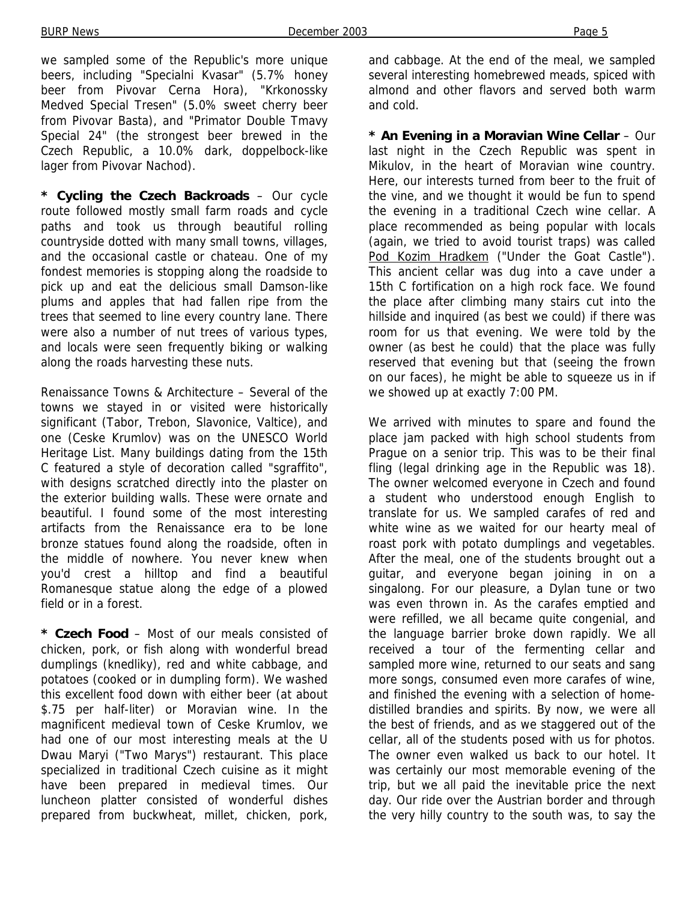we sampled some of the Republic's more unique beers, including "Specialni Kvasar" (5.7% honey beer from Pivovar Cerna Hora), "Krkonossky Medved Special Tresen" (5.0% sweet cherry beer from Pivovar Basta), and "Primator Double Tmavy Special 24" (the strongest beer brewed in the Czech Republic, a 10.0% dark, doppelbock-like lager from Pivovar Nachod).

**\* Cycling the Czech Backroads** – Our cycle route followed mostly small farm roads and cycle paths and took us through beautiful rolling countryside dotted with many small towns, villages, and the occasional castle or chateau. One of my fondest memories is stopping along the roadside to pick up and eat the delicious small Damson-like plums and apples that had fallen ripe from the trees that seemed to line every country lane. There were also a number of nut trees of various types, and locals were seen frequently biking or walking along the roads harvesting these nuts.

Renaissance Towns & Architecture – Several of the towns we stayed in or visited were historically significant (Tabor, Trebon, Slavonice, Valtice), and one (Ceske Krumlov) was on the UNESCO World Heritage List. Many buildings dating from the 15th C featured a style of decoration called "sgraffito", with designs scratched directly into the plaster on the exterior building walls. These were ornate and beautiful. I found some of the most interesting artifacts from the Renaissance era to be lone bronze statues found along the roadside, often in the middle of nowhere. You never knew when you'd crest a hilltop and find a beautiful Romanesque statue along the edge of a plowed field or in a forest.

**\* Czech Food** – Most of our meals consisted of chicken, pork, or fish along with wonderful bread dumplings (knedliky), red and white cabbage, and potatoes (cooked or in dumpling form). We washed this excellent food down with either beer (at about $.75 per half-liter) or Moravian wine. In the magnificent medieval town of Ceske Krumlov, we had one of our most interesting meals at the U Dwau Maryi ("Two Marys") restaurant. This place specialized in traditional Czech cuisine as it might have been prepared in medieval times. Our luncheon platter consisted of wonderful dishes prepared from buckwheat, millet, chicken, pork, and cabbage. At the end of the meal, we sampled several interesting homebrewed meads, spiced with almond and other flavors and served both warm and cold.

**\* An Evening in a Moravian Wine Cellar** – Our last night in the Czech Republic was spent in Mikulov, in the heart of Moravian wine country. Here, our interests turned from beer to the fruit of the vine, and we thought it would be fun to spend the evening in a traditional Czech wine cellar. A place recommended as being popular with locals (again, we tried to avoid tourist traps) was called Pod Kozim Hradkem ("Under the Goat Castle"). This ancient cellar was dug into a cave under a 15th C fortification on a high rock face. We found the place after climbing many stairs cut into the hillside and inquired (as best we could) if there was room for us that evening. We were told by the owner (as best he could) that the place was fully reserved that evening but that (seeing the frown on our faces), he might be able to squeeze us in if we showed up at exactly 7:00 PM.

We arrived with minutes to spare and found the place jam packed with high school students from Prague on a senior trip. This was to be their final fling (legal drinking age in the Republic was 18). The owner welcomed everyone in Czech and found a student who understood enough English to translate for us. We sampled carafes of red and white wine as we waited for our hearty meal of roast pork with potato dumplings and vegetables. After the meal, one of the students brought out a guitar, and everyone began joining in on a singalong. For our pleasure, a Dylan tune or two was even thrown in. As the carafes emptied and were refilled, we all became quite congenial, and the language barrier broke down rapidly. We all received a tour of the fermenting cellar and sampled more wine, returned to our seats and sang more songs, consumed even more carafes of wine, and finished the evening with a selection of home-distilled brandies and spirits. By now, we were all the best of friends, and as we staggered out of the cellar, all of the students posed with us for photos. The owner even walked us back to our hotel. It was certainly our most memorable evening of the trip, but we all paid the inevitable price the next day. Our ride over the Austrian border and through the very hilly country to the south was, to say the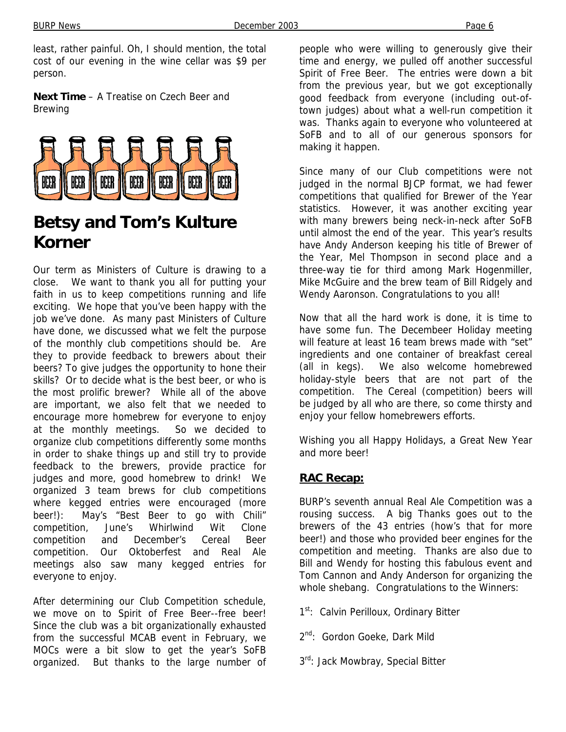least, rather painful. Oh, I should mention, the total cost of our evening in the wine cellar was $9 per person.

**Next Time** – A Treatise on Czech Beer and Brewing

# Betsy and Tom's Kulture Korner

Our term as Ministers of Culture is drawing to a close. We want to thank you all for putting your faith in us to keep competitions running and life exciting. We hope that you've been happy with the job we've done. As many past Ministers of Culture have done, we discussed what we felt the purpose of the monthly club competitions should be. Are they to provide feedback to brewers about their beers? To give judges the opportunity to hone their skills? Or to decide what is the best beer, or who is the most prolific brewer? While all of the above are important, we also felt that we needed to encourage more homebrew for everyone to enjoy at the monthly meetings. So we decided to organize club competitions differently some months in order to shake things up and still try to provide feedback to the brewers, provide practice for judges and more, good homebrew to drink! We organized 3 team brews for club competitions where kegged entries were encouraged (more beer!): May's "Best Beer to go with Chili" competition, June's Whirlwind Wit Clone competition and December's Cereal Beer competition. Our Oktoberfest and Real Ale meetings also saw many kegged entries for everyone to enjoy.

After determining our Club Competition schedule, we move on to Spirit of Free Beer--free beer! Since the club was a bit organizationally exhausted from the successful MCAB event in February, we MOCs were a bit slow to get the year's SoFB organized. But thanks to the large number of people who were willing to generously give their time and energy, we pulled off another successful Spirit of Free Beer. The entries were down a bit from the previous year, but we got exceptionally good feedback from everyone (including out-of-town judges) about what a well-run competition it was. Thanks again to everyone who volunteered at SoFB and to all of our generous sponsors for making it happen.

Since many of our Club competitions were not judged in the normal BJCP format, we had fewer competitions that qualified for Brewer of the Year statistics. However, it was another exciting year with many brewers being neck-in-neck after SoFB until almost the end of the year. This year's results have Andy Anderson keeping his title of Brewer of the Year, Mel Thompson in second place and a three-way tie for third among Mark Hogenmiller, Mike McGuire and the brew team of Bill Ridgely and Wendy Aaronson. Congratulations to you all!

Now that all the hard work is done, it is time to have some fun. The Decembeer Holiday meeting will feature at least 16 team brews made with "set" ingredients and one container of breakfast cereal (all in kegs). We also welcome homebrewed holiday-style beers that are not part of the competition. The Cereal (competition) beers will be judged by all who are there, so come thirsty and enjoy your fellow homebrewers efforts.

Wishing you all Happy Holidays, a Great New Year and more beer!

## RAC Recap:

BURP's seventh annual Real Ale Competition was a rousing success. A big Thanks goes out to the brewers of the 43 entries (how's that for more beer!) and those who provided beer engines for the competition and meeting. Thanks are also due to Bill and Wendy for hosting this fabulous event and Tom Cannon and Andy Anderson for organizing the whole shebang. Congratulations to the Winners:

1st: Calvin Perilloux, Ordinary Bitter

2nd: Gordon Goeke, Dark Mild

3rd: Jack Mowbray, Special Bitter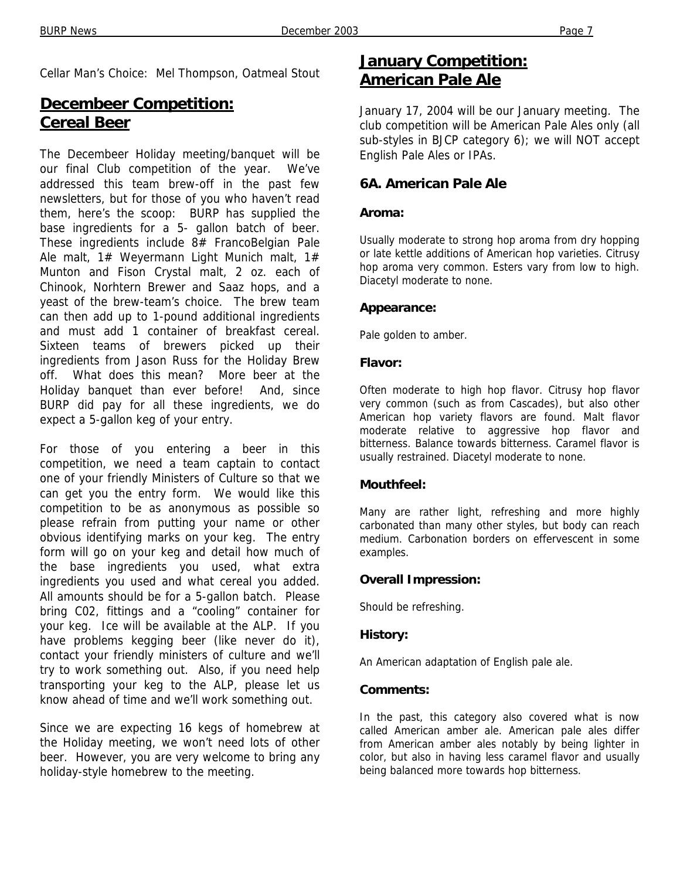Cellar Man's Choice: Mel Thompson, Oatmeal Stout

## Decembeer Competition: Cereal Beer

The Decembeer Holiday meeting/banquet will be our final Club competition of the year. We've addressed this team brew-off in the past few newsletters, but for those of you who haven't read them, here's the scoop: BURP has supplied the base ingredients for a 5- gallon batch of beer. These ingredients include 8# FrancoBelgian Pale Ale malt, 1# Weyermann Light Munich malt, 1# Munton and Fison Crystal malt, 2 oz. each of Chinook, Norhtern Brewer and Saaz hops, and a yeast of the brew-team's choice. The brew team can then add up to 1-pound additional ingredients and must add 1 container of breakfast cereal. Sixteen teams of brewers picked up their ingredients from Jason Russ for the Holiday Brew off. What does this mean? More beer at the Holiday banquet than ever before! And, since BURP did pay for all these ingredients, we do expect a 5-gallon keg of your entry.

For those of you entering a beer in this competition, we need a team captain to contact one of your friendly Ministers of Culture so that we can get you the entry form. We would like this competition to be as anonymous as possible so please refrain from putting your name or other obvious identifying marks on your keg. The entry form will go on your keg and detail how much of the base ingredients you used, what extra ingredients you used and what cereal you added. All amounts should be for a 5-gallon batch. Please bring C02, fittings and a "cooling" container for your keg. Ice will be available at the ALP. If you have problems kegging beer (like never do it), contact your friendly ministers of culture and we'll try to work something out. Also, if you need help transporting your keg to the ALP, please let us know ahead of time and we'll work something out.

Since we are expecting 16 kegs of homebrew at the Holiday meeting, we won't need lots of other beer. However, you are very welcome to bring any holiday-style homebrew to the meeting.

## January Competition: American Pale Ale

January 17, 2004 will be our January meeting. The club competition will be American Pale Ales only (all sub-styles in BJCP category 6); we will NOT accept English Pale Ales or IPAs.

### 6A. American Pale Ale

**Aroma:**

Usually moderate to strong hop aroma from dry hopping or late kettle additions of American hop varieties. Citrusy hop aroma very common. Esters vary from low to high. Diacetyl moderate to none.

**Appearance:**

Pale golden to amber.

**Flavor:**

Often moderate to high hop flavor. Citrusy hop flavor very common (such as from Cascades), but also other American hop variety flavors are found. Malt flavor moderate relative to aggressive hop flavor and bitterness. Balance towards bitterness. Caramel flavor is usually restrained. Diacetyl moderate to none.

**Mouthfeel:**

Many are rather light, refreshing and more highly carbonated than many other styles, but body can reach medium. Carbonation borders on effervescent in some examples.

**Overall Impression:**

Should be refreshing.

**History:**

An American adaptation of English pale ale.

**Comments:**

In the past, this category also covered what is now called American amber ale. American pale ales differ from American amber ales notably by being lighter in color, but also in having less caramel flavor and usually being balanced more towards hop bitterness.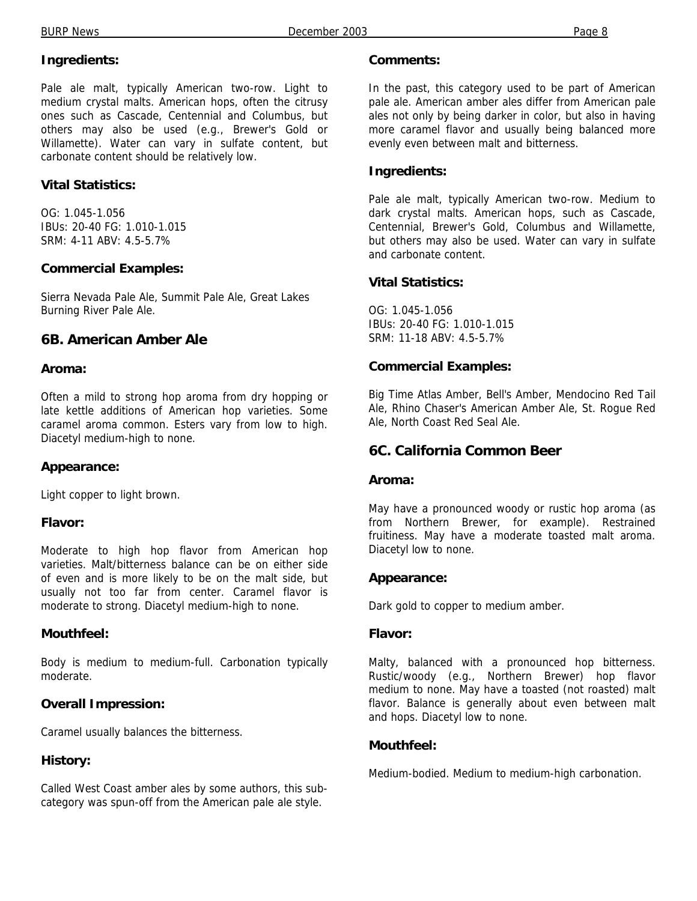### Ingredients:

Pale ale malt, typically American two-row. Light to medium crystal malts. American hops, often the citrusy ones such as Cascade, Centennial and Columbus, but others may also be used (e.g., Brewer's Gold or Willamette). Water can vary in sulfate content, but carbonate content should be relatively low.

### Vital Statistics:

OG: 1.045-1.056
IBUs: 20-40 FG: 1.010-1.015
SRM: 4-11 ABV: 4.5-5.7%

### Commercial Examples:

Sierra Nevada Pale Ale, Summit Pale Ale, Great Lakes Burning River Pale Ale.

## 6B. American Amber Ale

### Aroma:

Often a mild to strong hop aroma from dry hopping or late kettle additions of American hop varieties. Some caramel aroma common. Esters vary from low to high. Diacetyl medium-high to none.

### Appearance:

Light copper to light brown.

### Flavor:

Moderate to high hop flavor from American hop varieties. Malt/bitterness balance can be on either side of even and is more likely to be on the malt side, but usually not too far from center. Caramel flavor is moderate to strong. Diacetyl medium-high to none.

### Mouthfeel:

Body is medium to medium-full. Carbonation typically moderate.

### Overall Impression:

Caramel usually balances the bitterness.

### History:

Called West Coast amber ales by some authors, this sub-category was spun-off from the American pale ale style.

### Comments:

In the past, this category used to be part of American pale ale. American amber ales differ from American pale ales not only by being darker in color, but also in having more caramel flavor and usually being balanced more evenly even between malt and bitterness.

### Ingredients:

Pale ale malt, typically American two-row. Medium to dark crystal malts. American hops, such as Cascade, Centennial, Brewer's Gold, Columbus and Willamette, but others may also be used. Water can vary in sulfate and carbonate content.

### Vital Statistics:

OG: 1.045-1.056
IBUs: 20-40 FG: 1.010-1.015
SRM: 11-18 ABV: 4.5-5.7%

### Commercial Examples:

Big Time Atlas Amber, Bell's Amber, Mendocino Red Tail Ale, Rhino Chaser's American Amber Ale, St. Rogue Red Ale, North Coast Red Seal Ale.

## 6C. California Common Beer

### Aroma:

May have a pronounced woody or rustic hop aroma (as from Northern Brewer, for example). Restrained fruitiness. May have a moderate toasted malt aroma. Diacetyl low to none.

### Appearance:

Dark gold to copper to medium amber.

### Flavor:

Malty, balanced with a pronounced hop bitterness. Rustic/woody (e.g., Northern Brewer) hop flavor medium to none. May have a toasted (not roasted) malt flavor. Balance is generally about even between malt and hops. Diacetyl low to none.

### Mouthfeel:

Medium-bodied. Medium to medium-high carbonation.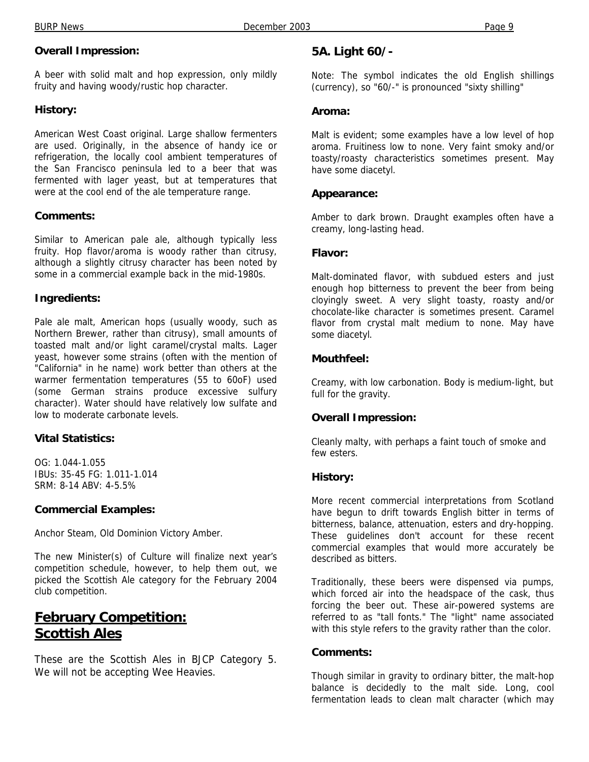### Overall Impression:

A beer with solid malt and hop expression, only mildly fruity and having woody/rustic hop character.

### History:

American West Coast original. Large shallow fermenters are used. Originally, in the absence of handy ice or refrigeration, the locally cool ambient temperatures of the San Francisco peninsula led to a beer that was fermented with lager yeast, but at temperatures that were at the cool end of the ale temperature range.

### Comments:

Similar to American pale ale, although typically less fruity. Hop flavor/aroma is woody rather than citrusy, although a slightly citrusy character has been noted by some in a commercial example back in the mid-1980s.

### Ingredients:

Pale ale malt, American hops (usually woody, such as Northern Brewer, rather than citrusy), small amounts of toasted malt and/or light caramel/crystal malts. Lager yeast, however some strains (often with the mention of "California" in he name) work better than others at the warmer fermentation temperatures (55 to 60oF) used (some German strains produce excessive sulfury character). Water should have relatively low sulfate and low to moderate carbonate levels.

### Vital Statistics:

OG: 1.044-1.055
IBUs: 35-45 FG: 1.011-1.014
SRM: 8-14 ABV: 4-5.5%

### Commercial Examples:

Anchor Steam, Old Dominion Victory Amber.

The new Minister(s) of Culture will finalize next year's competition schedule, however, to help them out, we picked the Scottish Ale category for the February 2004 club competition.

## February Competition: Scottish Ales

These are the Scottish Ales in BJCP Category 5. We will not be accepting Wee Heavies.

### 5A. Light 60/-

Note: The symbol indicates the old English shillings (currency), so "60/-" is pronounced "sixty shilling"

### Aroma:

Malt is evident; some examples have a low level of hop aroma. Fruitiness low to none. Very faint smoky and/or toasty/roasty characteristics sometimes present. May have some diacetyl.

### Appearance:

Amber to dark brown. Draught examples often have a creamy, long-lasting head.

### Flavor:

Malt-dominated flavor, with subdued esters and just enough hop bitterness to prevent the beer from being cloyingly sweet. A very slight toasty, roasty and/or chocolate-like character is sometimes present. Caramel flavor from crystal malt medium to none. May have some diacetyl.

### Mouthfeel:

Creamy, with low carbonation. Body is medium-light, but full for the gravity.

### Overall Impression:

Cleanly malty, with perhaps a faint touch of smoke and few esters.

### History:

More recent commercial interpretations from Scotland have begun to drift towards English bitter in terms of bitterness, balance, attenuation, esters and dry-hopping. These guidelines don't account for these recent commercial examples that would more accurately be described as bitters.

Traditionally, these beers were dispensed via pumps, which forced air into the headspace of the cask, thus forcing the beer out. These air-powered systems are referred to as "tall fonts." The "light" name associated with this style refers to the gravity rather than the color.

### Comments:

Though similar in gravity to ordinary bitter, the malt-hop balance is decidedly to the malt side. Long, cool fermentation leads to clean malt character (which may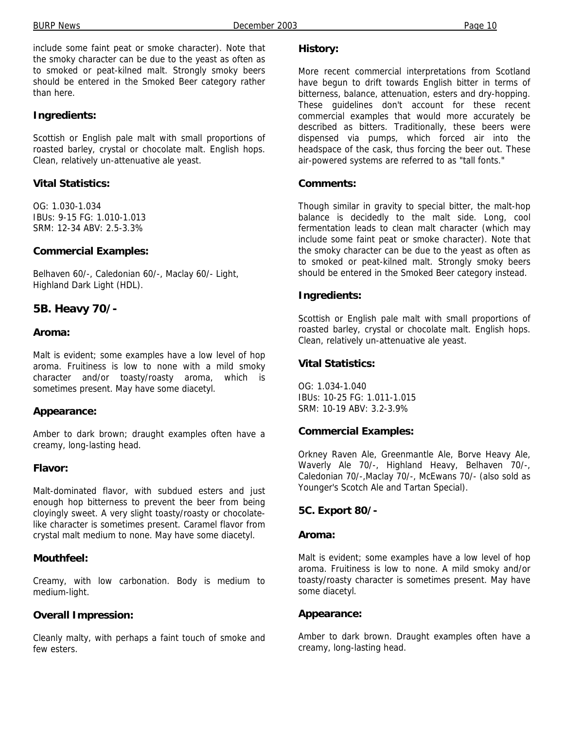include some faint peat or smoke character). Note that the smoky character can be due to the yeast as often as to smoked or peat-kilned malt. Strongly smoky beers should be entered in the Smoked Beer category rather than here.

### Ingredients:

Scottish or English pale malt with small proportions of roasted barley, crystal or chocolate malt. English hops. Clean, relatively un-attenuative ale yeast.

### Vital Statistics:

OG: 1.030-1.034
IBUs: 9-15 FG: 1.010-1.013
SRM: 12-34 ABV: 2.5-3.3%

### Commercial Examples:

Belhaven 60/-, Caledonian 60/-, Maclay 60/- Light, Highland Dark Light (HDL).

## 5B. Heavy 70/-

### Aroma:

Malt is evident; some examples have a low level of hop aroma. Fruitiness is low to none with a mild smoky character and/or toasty/roasty aroma, which is sometimes present. May have some diacetyl.

### Appearance:

Amber to dark brown; draught examples often have a creamy, long-lasting head.

### Flavor:

Malt-dominated flavor, with subdued esters and just enough hop bitterness to prevent the beer from being cloyingly sweet. A very slight toasty/roasty or chocolate-like character is sometimes present. Caramel flavor from crystal malt medium to none. May have some diacetyl.

### Mouthfeel:

Creamy, with low carbonation. Body is medium to medium-light.

### Overall Impression:

Cleanly malty, with perhaps a faint touch of smoke and few esters.

### History:

More recent commercial interpretations from Scotland have begun to drift towards English bitter in terms of bitterness, balance, attenuation, esters and dry-hopping. These guidelines don't account for these recent commercial examples that would more accurately be described as bitters. Traditionally, these beers were dispensed via pumps, which forced air into the headspace of the cask, thus forcing the beer out. These air-powered systems are referred to as "tall fonts."

### Comments:

Though similar in gravity to special bitter, the malt-hop balance is decidedly to the malt side. Long, cool fermentation leads to clean malt character (which may include some faint peat or smoke character). Note that the smoky character can be due to the yeast as often as to smoked or peat-kilned malt. Strongly smoky beers should be entered in the Smoked Beer category instead.

### Ingredients:

Scottish or English pale malt with small proportions of roasted barley, crystal or chocolate malt. English hops. Clean, relatively un-attenuative ale yeast.

### Vital Statistics:

OG: 1.034-1.040
IBUs: 10-25 FG: 1.011-1.015
SRM: 10-19 ABV: 3.2-3.9%

### Commercial Examples:

Orkney Raven Ale, Greenmantle Ale, Borve Heavy Ale, Waverly Ale 70/-, Highland Heavy, Belhaven 70/-, Caledonian 70/-,Maclay 70/-, McEwans 70/- (also sold as Younger's Scotch Ale and Tartan Special).

## 5C. Export 80/-

### Aroma:

Malt is evident; some examples have a low level of hop aroma. Fruitiness is low to none. A mild smoky and/or toasty/roasty character is sometimes present. May have some diacetyl.

### Appearance:

Amber to dark brown. Draught examples often have a creamy, long-lasting head.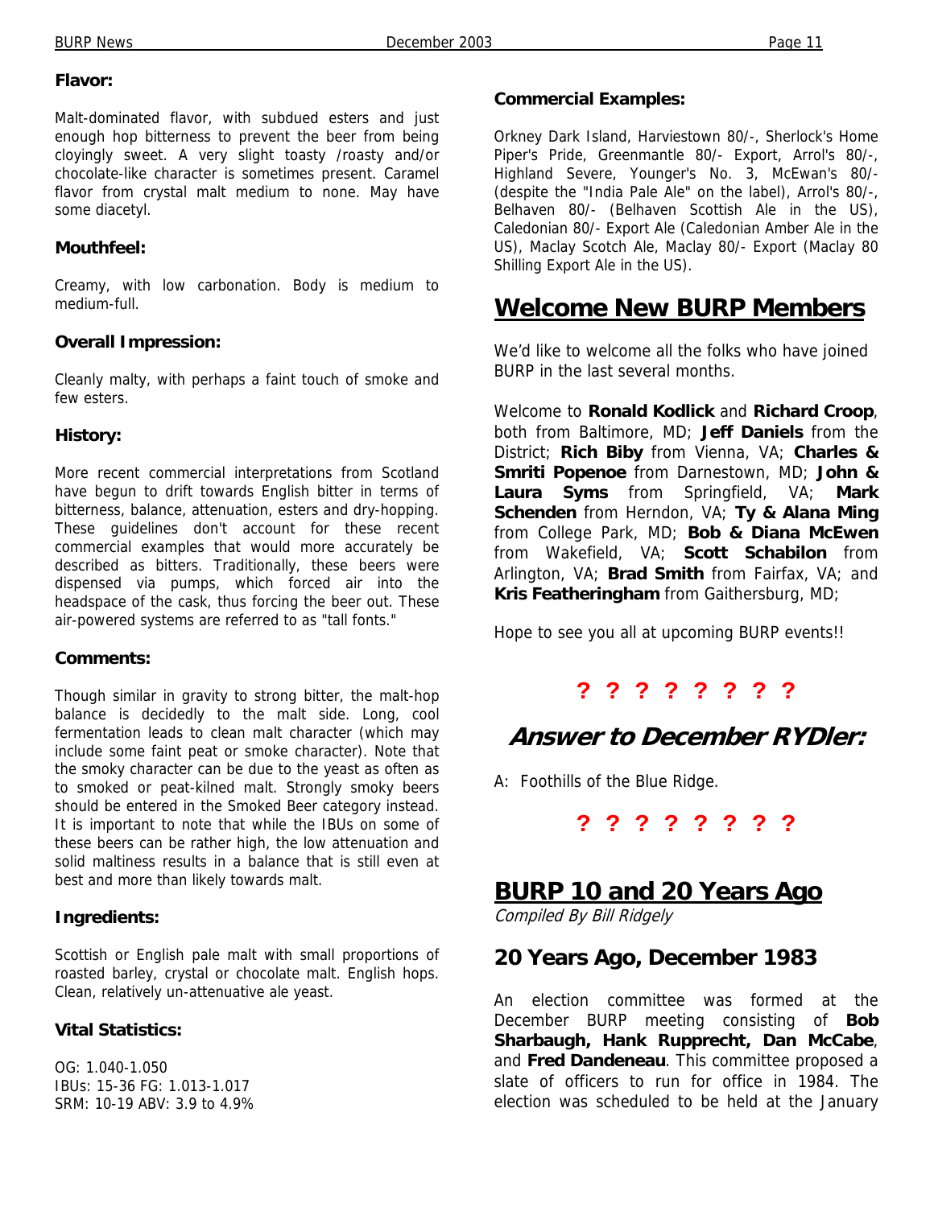**Flavor:**

Malt-dominated flavor, with subdued esters and just enough hop bitterness to prevent the beer from being cloyingly sweet. A very slight toasty /roasty and/or chocolate-like character is sometimes present. Caramel flavor from crystal malt medium to none. May have some diacetyl.

**Mouthfeel:**

Creamy, with low carbonation. Body is medium to medium-full.

**Overall Impression:**

Cleanly malty, with perhaps a faint touch of smoke and few esters.

**History:**

More recent commercial interpretations from Scotland have begun to drift towards English bitter in terms of bitterness, balance, attenuation, esters and dry-hopping. These guidelines don't account for these recent commercial examples that would more accurately be described as bitters. Traditionally, these beers were dispensed via pumps, which forced air into the headspace of the cask, thus forcing the beer out. These air-powered systems are referred to as "tall fonts."

**Comments:**

Though similar in gravity to strong bitter, the malt-hop balance is decidedly to the malt side. Long, cool fermentation leads to clean malt character (which may include some faint peat or smoke character). Note that the smoky character can be due to the yeast as often as to smoked or peat-kilned malt. Strongly smoky beers should be entered in the Smoked Beer category instead. It is important to note that while the IBUs on some of these beers can be rather high, the low attenuation and solid maltiness results in a balance that is still even at best and more than likely towards malt.

**Ingredients:**

Scottish or English pale malt with small proportions of roasted barley, crystal or chocolate malt. English hops. Clean, relatively un-attenuative ale yeast.

**Vital Statistics:**

OG: 1.040-1.050
IBUs: 15-36 FG: 1.013-1.017
SRM: 10-19 ABV: 3.9 to 4.9%

**Commercial Examples:**

Orkney Dark Island, Harviestown 80/-, Sherlock's Home Piper's Pride, Greenmantle 80/- Export, Arrol's 80/-, Highland Severe, Younger's No. 3, McEwan's 80/- (despite the "India Pale Ale" on the label), Arrol's 80/-, Belhaven 80/- (Belhaven Scottish Ale in the US), Caledonian 80/- Export Ale (Caledonian Amber Ale in the US), Maclay Scotch Ale, Maclay 80/- Export (Maclay 80 Shilling Export Ale in the US).

## Welcome New BURP Members

We'd like to welcome all the folks who have joined BURP in the last several months.

Welcome to **Ronald Kodlick** and **Richard Croop**, both from Baltimore, MD; **Jeff Daniels** from the District; **Rich Biby** from Vienna, VA; **Charles & Smriti Popenoe** from Darnestown, MD; **John & Laura Syms** from Springfield, VA; **Mark Schenden** from Herndon, VA; **Ty & Alana Ming** from College Park, MD; **Bob & Diana McEwen** from Wakefield, VA; **Scott Schabilon** from Arlington, VA; **Brad Smith** from Fairfax, VA; and **Kris Featheringham** from Gaithersburg, MD;

Hope to see you all at upcoming BURP events!!

**? ? ? ? ? ? ? ?**

## *Answer to December RYDler:*

A: Foothills of the Blue Ridge.

**? ? ? ? ? ? ? ?**

## BURP 10 and 20 Years Ago

*Compiled By Bill Ridgely*

### 20 Years Ago, December 1983

An election committee was formed at the December BURP meeting consisting of **Bob Sharbaugh, Hank Rupprecht, Dan McCabe**, and **Fred Dandeneau**. This committee proposed a slate of officers to run for office in 1984. The election was scheduled to be held at the January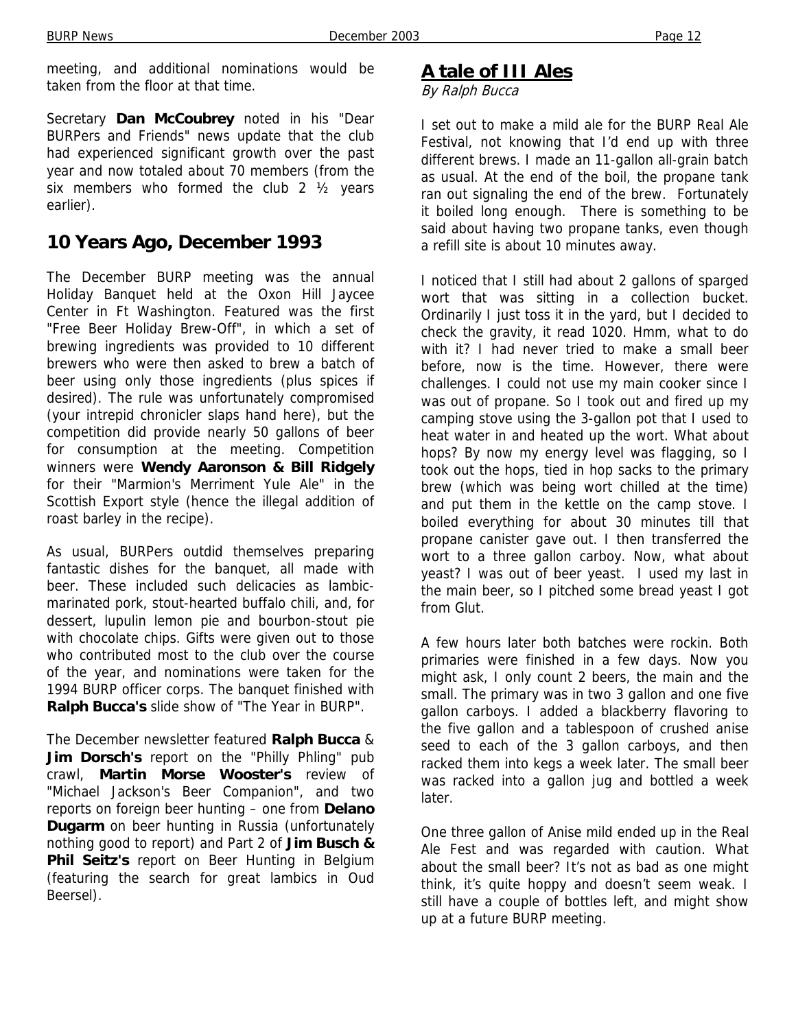meeting, and additional nominations would be taken from the floor at that time.

Secretary **Dan McCoubrey** noted in his "Dear BURPers and Friends" news update that the club had experienced significant growth over the past year and now totaled about 70 members (from the six members who formed the club 2 ½ years earlier).

## 10 Years Ago, December 1993

The December BURP meeting was the annual Holiday Banquet held at the Oxon Hill Jaycee Center in Ft Washington. Featured was the first "Free Beer Holiday Brew-Off", in which a set of brewing ingredients was provided to 10 different brewers who were then asked to brew a batch of beer using only those ingredients (plus spices if desired). The rule was unfortunately compromised (your intrepid chronicler slaps hand here), but the competition did provide nearly 50 gallons of beer for consumption at the meeting. Competition winners were **Wendy Aaronson & Bill Ridgely** for their "Marmion's Merriment Yule Ale" in the Scottish Export style (hence the illegal addition of roast barley in the recipe).

As usual, BURPers outdid themselves preparing fantastic dishes for the banquet, all made with beer. These included such delicacies as lambic-marinated pork, stout-hearted buffalo chili, and, for dessert, lupulin lemon pie and bourbon-stout pie with chocolate chips. Gifts were given out to those who contributed most to the club over the course of the year, and nominations were taken for the 1994 BURP officer corps. The banquet finished with **Ralph Bucca's** slide show of "The Year in BURP".

The December newsletter featured **Ralph Bucca** & **Jim Dorsch's** report on the "Philly Phling" pub crawl, **Martin Morse Wooster's** review of "Michael Jackson's Beer Companion", and two reports on foreign beer hunting – one from **Delano Dugarm** on beer hunting in Russia (unfortunately nothing good to report) and Part 2 of **Jim Busch & Phil Seitz's** report on Beer Hunting in Belgium (featuring the search for great lambics in Oud Beersel).

## A tale of III Ales

*By Ralph Bucca*

I set out to make a mild ale for the BURP Real Ale Festival, not knowing that I'd end up with three different brews. I made an 11-gallon all-grain batch as usual. At the end of the boil, the propane tank ran out signaling the end of the brew. Fortunately it boiled long enough. There is something to be said about having two propane tanks, even though a refill site is about 10 minutes away.

I noticed that I still had about 2 gallons of sparged wort that was sitting in a collection bucket. Ordinarily I just toss it in the yard, but I decided to check the gravity, it read 1020. Hmm, what to do with it? I had never tried to make a small beer before, now is the time. However, there were challenges. I could not use my main cooker since I was out of propane. So I took out and fired up my camping stove using the 3-gallon pot that I used to heat water in and heated up the wort. What about hops? By now my energy level was flagging, so I took out the hops, tied in hop sacks to the primary brew (which was being wort chilled at the time) and put them in the kettle on the camp stove. I boiled everything for about 30 minutes till that propane canister gave out. I then transferred the wort to a three gallon carboy. Now, what about yeast? I was out of beer yeast. I used my last in the main beer, so I pitched some bread yeast I got from Glut.

A few hours later both batches were rockin. Both primaries were finished in a few days. Now you might ask, I only count 2 beers, the main and the small. The primary was in two 3 gallon and one five gallon carboys. I added a blackberry flavoring to the five gallon and a tablespoon of crushed anise seed to each of the 3 gallon carboys, and then racked them into kegs a week later. The small beer was racked into a gallon jug and bottled a week later.

One three gallon of Anise mild ended up in the Real Ale Fest and was regarded with caution. What about the small beer? It's not as bad as one might think, it's quite hoppy and doesn't seem weak. I still have a couple of bottles left, and might show up at a future BURP meeting.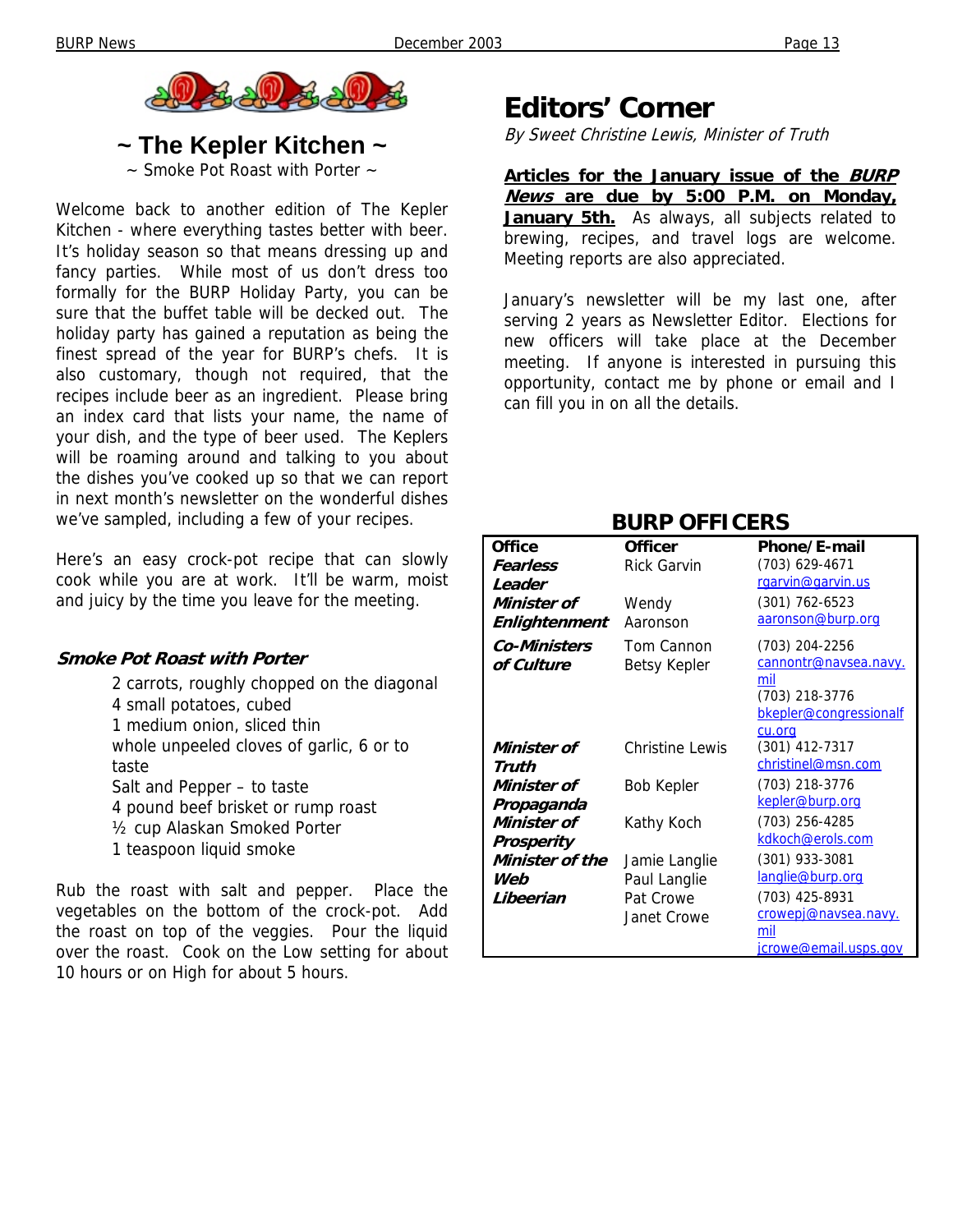## ~ The Kepler Kitchen ~

~ Smoke Pot Roast with Porter ~

Welcome back to another edition of The Kepler Kitchen - where everything tastes better with beer. It's holiday season so that means dressing up and fancy parties. While most of us don't dress too formally for the BURP Holiday Party, you can be sure that the buffet table will be decked out. The holiday party has gained a reputation as being the finest spread of the year for BURP's chefs. It is also customary, though not required, that the recipes include beer as an ingredient. Please bring an index card that lists your name, the name of your dish, and the type of beer used. The Keplers will be roaming around and talking to you about the dishes you've cooked up so that we can report in next month's newsletter on the wonderful dishes we've sampled, including a few of your recipes.

Here's an easy crock-pot recipe that can slowly cook while you are at work. It'll be warm, moist and juicy by the time you leave for the meeting.

### *Smoke Pot Roast with Porter*

- 2 carrots, roughly chopped on the diagonal
- 4 small potatoes, cubed
- 1 medium onion, sliced thin
- whole unpeeled cloves of garlic, 6 or to taste
- Salt and Pepper – to taste
- 4 pound beef brisket or rump roast
- ½ cup Alaskan Smoked Porter
- 1 teaspoon liquid smoke

Rub the roast with salt and pepper. Place the vegetables on the bottom of the crock-pot. Add the roast on top of the veggies. Pour the liquid over the roast. Cook on the Low setting for about 10 hours or on High for about 5 hours.

# Editors' Corner

*By Sweet Christine Lewis, Minister of Truth*

**Articles for the January issue of the *BURP News* are due by 5:00 P.M. on Monday, January 5th.** As always, all subjects related to brewing, recipes, and travel logs are welcome. Meeting reports are also appreciated.

January's newsletter will be my last one, after serving 2 years as Newsletter Editor. Elections for new officers will take place at the December meeting. If anyone is interested in pursuing this opportunity, contact me by phone or email and I can fill you in on all the details.

## BURP OFFICERS

| Office | Officer | Phone/E-mail |
|---|---|---|
| ***Fearless Leader*** | Rick Garvin | (703) 629-4671 rgarvin@garvin.us |
| ***Minister of Enlightenment*** | Wendy Aaronson | (301) 762-6523 aaronson@burp.org |
| ***Co-Ministers of Culture*** | Tom Cannon<br>Betsy Kepler | (703) 204-2256 cannontr@navsea.navy.mil<br>(703) 218-3776 bkepler@congressionalfcu.org |
| ***Minister of Truth*** | Christine Lewis | (301) 412-7317 christinel@msn.com |
| ***Minister of Propaganda*** | Bob Kepler | (703) 218-3776 kepler@burp.org |
| ***Minister of Prosperity*** | Kathy Koch | (703) 256-4285 kdkoch@erols.com |
| ***Minister of the Web*** | Jamie Langlie<br>Paul Langlie | (301) 933-3081 langlie@burp.org |
| ***Libeerian*** | Pat Crowe<br>Janet Crowe | (703) 425-8931 crowepj@navsea.navy.mil<br>jcrowe@email.usps.gov |